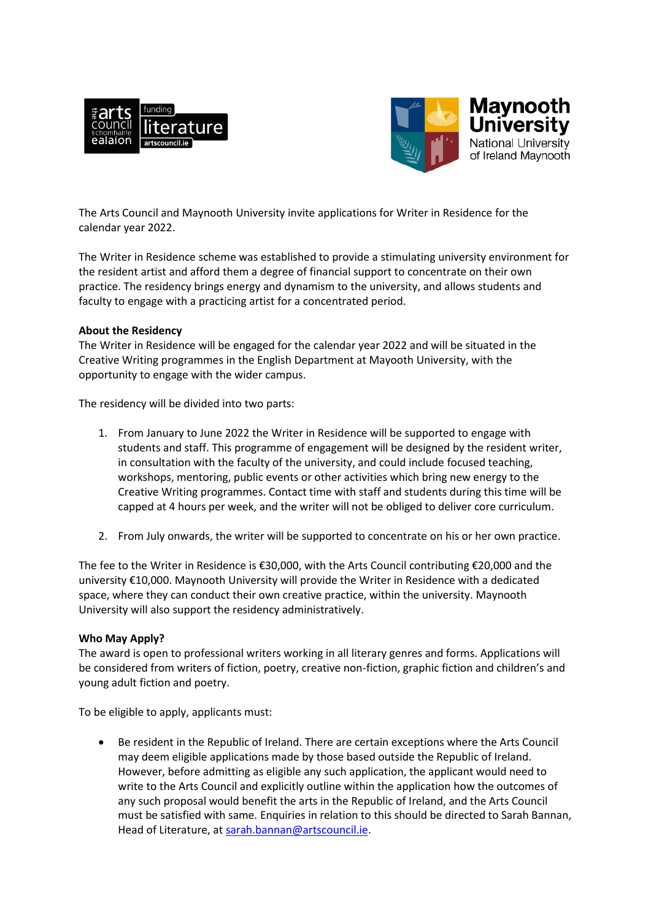The Arts Council and Maynooth University invite applications for Writer in Residence for the calendar year 2022.

The Writer in Residence scheme was established to provide a stimulating university environment for the resident artist and afford them a degree of financial support to concentrate on their own practice. The residency brings energy and dynamism to the university, and allows students and faculty to engage with a practicing artist for a concentrated period.

**About the Residency**
The Writer in Residence will be engaged for the calendar year 2022 and will be situated in the Creative Writing programmes in the English Department at Mayooth University, with the opportunity to engage with the wider campus.

The residency will be divided into two parts:

1. From January to June 2022 the Writer in Residence will be supported to engage with students and staff. This programme of engagement will be designed by the resident writer, in consultation with the faculty of the university, and could include focused teaching, workshops, mentoring, public events or other activities which bring new energy to the Creative Writing programmes. Contact time with staff and students during this time will be capped at 4 hours per week, and the writer will not be obliged to deliver core curriculum.

2. From July onwards, the writer will be supported to concentrate on his or her own practice.

The fee to the Writer in Residence is €30,000, with the Arts Council contributing €20,000 and the university €10,000. Maynooth University will provide the Writer in Residence with a dedicated space, where they can conduct their own creative practice, within the university. Maynooth University will also support the residency administratively.

**Who May Apply?**
The award is open to professional writers working in all literary genres and forms. Applications will be considered from writers of fiction, poetry, creative non-fiction, graphic fiction and children's and young adult fiction and poetry.

To be eligible to apply, applicants must:

- Be resident in the Republic of Ireland. There are certain exceptions where the Arts Council may deem eligible applications made by those based outside the Republic of Ireland. However, before admitting as eligible any such application, the applicant would need to write to the Arts Council and explicitly outline within the application how the outcomes of any such proposal would benefit the arts in the Republic of Ireland, and the Arts Council must be satisfied with same. Enquiries in relation to this should be directed to Sarah Bannan, Head of Literature, at sarah.bannan@artscouncil.ie.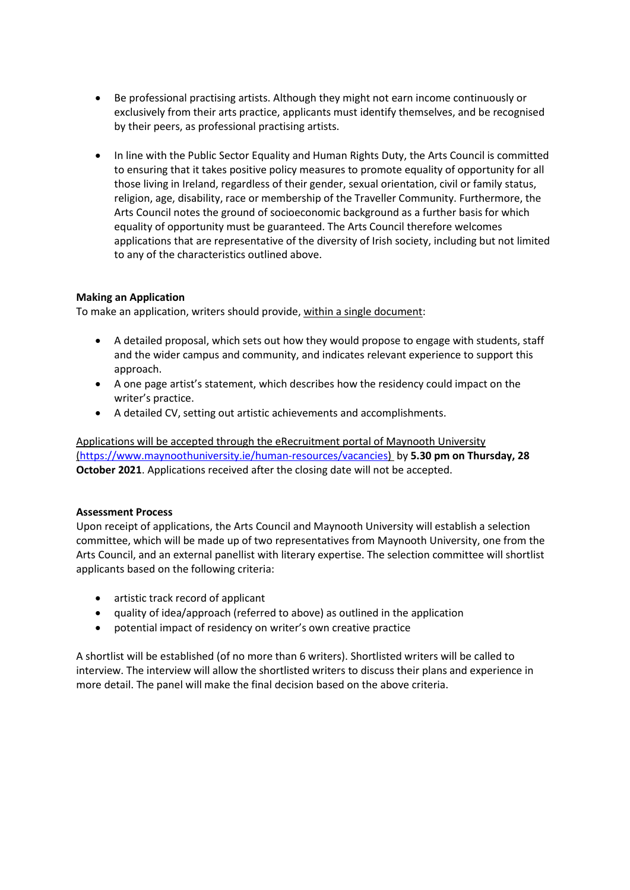- Be professional practising artists. Although they might not earn income continuously or exclusively from their arts practice, applicants must identify themselves, and be recognised by their peers, as professional practising artists.

- In line with the Public Sector Equality and Human Rights Duty, the Arts Council is committed to ensuring that it takes positive policy measures to promote equality of opportunity for all those living in Ireland, regardless of their gender, sexual orientation, civil or family status, religion, age, disability, race or membership of the Traveller Community. Furthermore, the Arts Council notes the ground of socioeconomic background as a further basis for which equality of opportunity must be guaranteed. The Arts Council therefore welcomes applications that are representative of the diversity of Irish society, including but not limited to any of the characteristics outlined above.

**Making an Application**

To make an application, writers should provide, within a single document:

- A detailed proposal, which sets out how they would propose to engage with students, staff and the wider campus and community, and indicates relevant experience to support this approach.
- A one page artist's statement, which describes how the residency could impact on the writer's practice.
- A detailed CV, setting out artistic achievements and accomplishments.

Applications will be accepted through the eRecruitment portal of Maynooth University (https://www.maynoothuniversity.ie/human-resources/vacancies) by **5.30 pm on Thursday, 28 October 2021**. Applications received after the closing date will not be accepted.

**Assessment Process**

Upon receipt of applications, the Arts Council and Maynooth University will establish a selection committee, which will be made up of two representatives from Maynooth University, one from the Arts Council, and an external panellist with literary expertise. The selection committee will shortlist applicants based on the following criteria:

- artistic track record of applicant
- quality of idea/approach (referred to above) as outlined in the application
- potential impact of residency on writer's own creative practice

A shortlist will be established (of no more than 6 writers). Shortlisted writers will be called to interview. The interview will allow the shortlisted writers to discuss their plans and experience in more detail. The panel will make the final decision based on the above criteria.